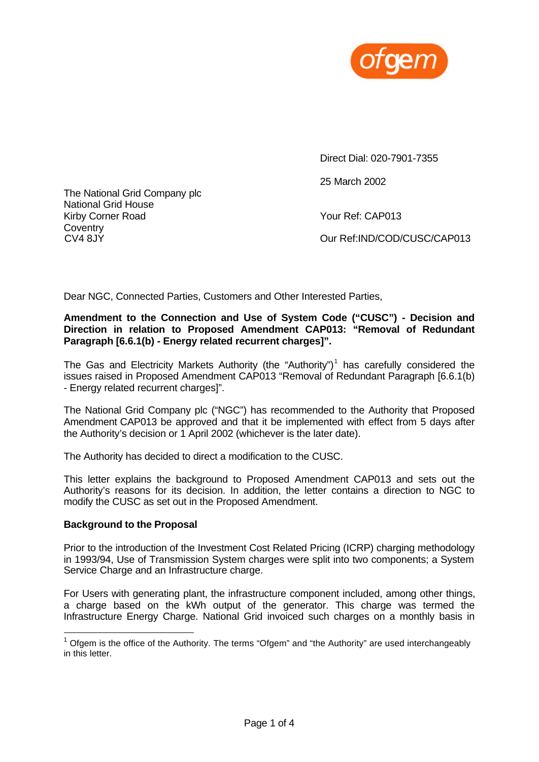ofgem

Direct Dial: 020-7901-7355

25 March 2002

The National Grid Company plc
National Grid House
Kirby Corner Road
Coventry
CV4 8JY

Your Ref: CAP013

Our Ref:IND/COD/CUSC/CAP013

Dear NGC, Connected Parties, Customers and Other Interested Parties,

**Amendment to the Connection and Use of System Code ("CUSC") - Decision and Direction in relation to Proposed Amendment CAP013: "Removal of Redundant Paragraph [6.6.1(b) - Energy related recurrent charges]".**

The Gas and Electricity Markets Authority (the "Authority")[1] has carefully considered the issues raised in Proposed Amendment CAP013 "Removal of Redundant Paragraph [6.6.1(b) - Energy related recurrent charges]".

The National Grid Company plc ("NGC") has recommended to the Authority that Proposed Amendment CAP013 be approved and that it be implemented with effect from 5 days after the Authority's decision or 1 April 2002 (whichever is the later date).

The Authority has decided to direct a modification to the CUSC.

This letter explains the background to Proposed Amendment CAP013 and sets out the Authority's reasons for its decision. In addition, the letter contains a direction to NGC to modify the CUSC as set out in the Proposed Amendment.

**Background to the Proposal**

Prior to the introduction of the Investment Cost Related Pricing (ICRP) charging methodology in 1993/94, Use of Transmission System charges were split into two components; a System Service Charge and an Infrastructure charge.

For Users with generating plant, the infrastructure component included, among other things, a charge based on the kWh output of the generator. This charge was termed the Infrastructure Energy Charge. National Grid invoiced such charges on a monthly basis in

[1] Ofgem is the office of the Authority. The terms "Ofgem" and "the Authority" are used interchangeably in this letter.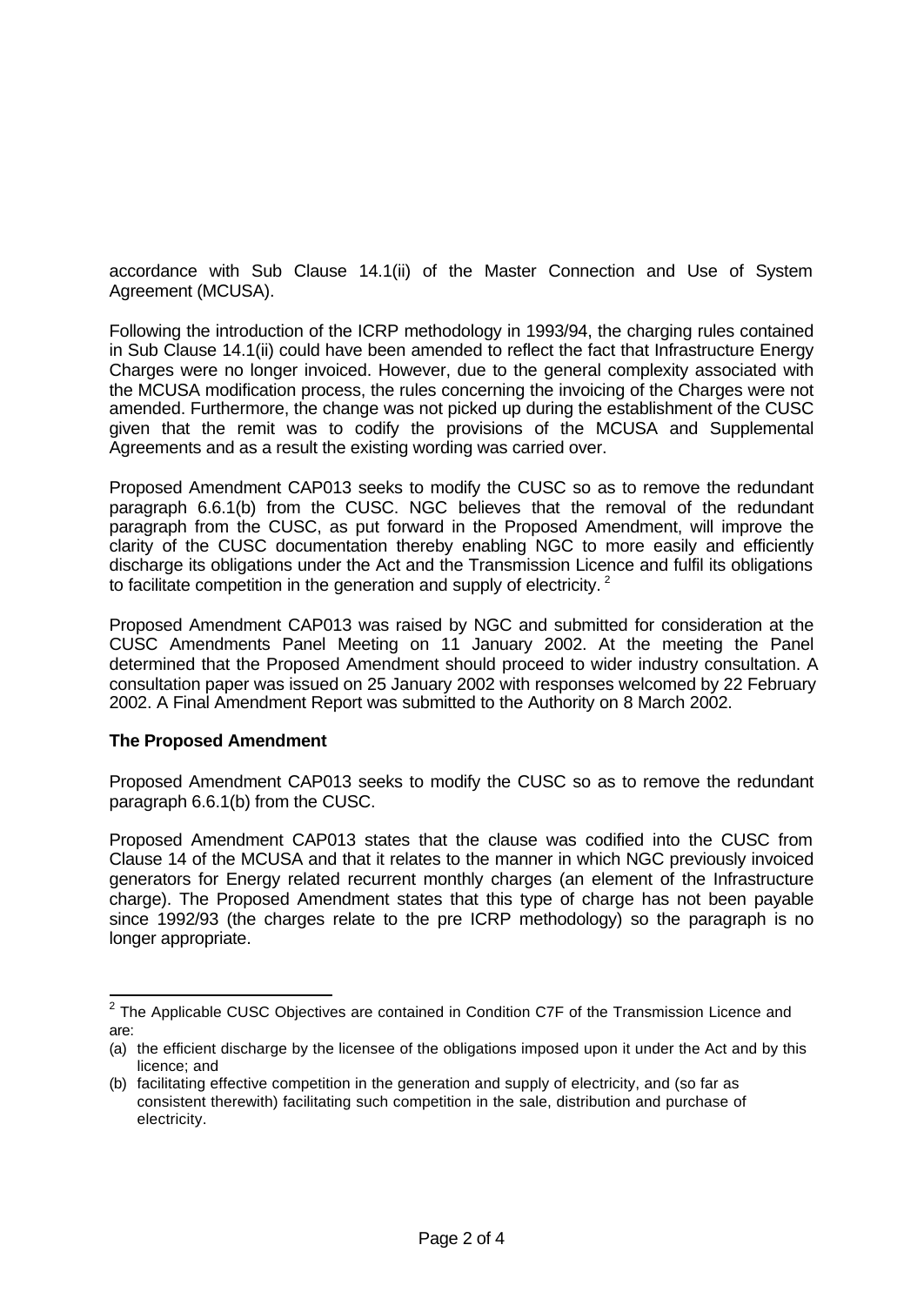accordance with Sub Clause 14.1(ii) of the Master Connection and Use of System Agreement (MCUSA).

Following the introduction of the ICRP methodology in 1993/94, the charging rules contained in Sub Clause 14.1(ii) could have been amended to reflect the fact that Infrastructure Energy Charges were no longer invoiced. However, due to the general complexity associated with the MCUSA modification process, the rules concerning the invoicing of the Charges were not amended. Furthermore, the change was not picked up during the establishment of the CUSC given that the remit was to codify the provisions of the MCUSA and Supplemental Agreements and as a result the existing wording was carried over.

Proposed Amendment CAP013 seeks to modify the CUSC so as to remove the redundant paragraph 6.6.1(b) from the CUSC. NGC believes that the removal of the redundant paragraph from the CUSC, as put forward in the Proposed Amendment, will improve the clarity of the CUSC documentation thereby enabling NGC to more easily and efficiently discharge its obligations under the Act and the Transmission Licence and fulfil its obligations to facilitate competition in the generation and supply of electricity. [2]

Proposed Amendment CAP013 was raised by NGC and submitted for consideration at the CUSC Amendments Panel Meeting on 11 January 2002. At the meeting the Panel determined that the Proposed Amendment should proceed to wider industry consultation. A consultation paper was issued on 25 January 2002 with responses welcomed by 22 February 2002. A Final Amendment Report was submitted to the Authority on 8 March 2002.

**The Proposed Amendment**

Proposed Amendment CAP013 seeks to modify the CUSC so as to remove the redundant paragraph 6.6.1(b) from the CUSC.

Proposed Amendment CAP013 states that the clause was codified into the CUSC from Clause 14 of the MCUSA and that it relates to the manner in which NGC previously invoiced generators for Energy related recurrent monthly charges (an element of the Infrastructure charge). The Proposed Amendment states that this type of charge has not been payable since 1992/93 (the charges relate to the pre ICRP methodology) so the paragraph is no longer appropriate.

---

[2] The Applicable CUSC Objectives are contained in Condition C7F of the Transmission Licence and are:

(a) the efficient discharge by the licensee of the obligations imposed upon it under the Act and by this licence; and

(b) facilitating effective competition in the generation and supply of electricity, and (so far as consistent therewith) facilitating such competition in the sale, distribution and purchase of electricity.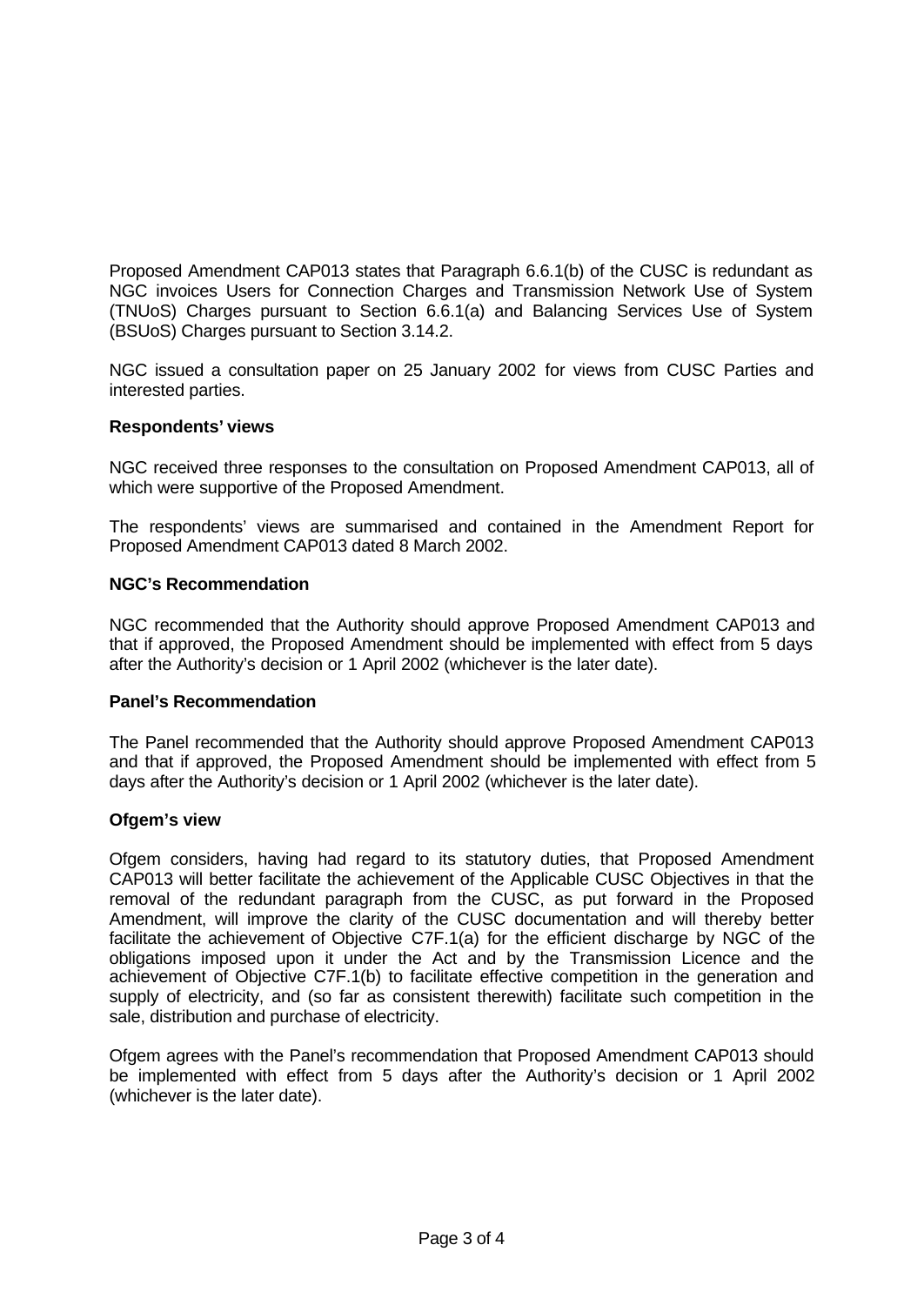Proposed Amendment CAP013 states that Paragraph 6.6.1(b) of the CUSC is redundant as NGC invoices Users for Connection Charges and Transmission Network Use of System (TNUoS) Charges pursuant to Section 6.6.1(a) and Balancing Services Use of System (BSUoS) Charges pursuant to Section 3.14.2.

NGC issued a consultation paper on 25 January 2002 for views from CUSC Parties and interested parties.

**Respondents' views**

NGC received three responses to the consultation on Proposed Amendment CAP013, all of which were supportive of the Proposed Amendment.

The respondents' views are summarised and contained in the Amendment Report for Proposed Amendment CAP013 dated 8 March 2002.

**NGC's Recommendation**

NGC recommended that the Authority should approve Proposed Amendment CAP013 and that if approved, the Proposed Amendment should be implemented with effect from 5 days after the Authority's decision or 1 April 2002 (whichever is the later date).

**Panel's Recommendation**

The Panel recommended that the Authority should approve Proposed Amendment CAP013 and that if approved, the Proposed Amendment should be implemented with effect from 5 days after the Authority's decision or 1 April 2002 (whichever is the later date).

**Ofgem's view**

Ofgem considers, having had regard to its statutory duties, that Proposed Amendment CAP013 will better facilitate the achievement of the Applicable CUSC Objectives in that the removal of the redundant paragraph from the CUSC, as put forward in the Proposed Amendment, will improve the clarity of the CUSC documentation and will thereby better facilitate the achievement of Objective C7F.1(a) for the efficient discharge by NGC of the obligations imposed upon it under the Act and by the Transmission Licence and the achievement of Objective C7F.1(b) to facilitate effective competition in the generation and supply of electricity, and (so far as consistent therewith) facilitate such competition in the sale, distribution and purchase of electricity.

Ofgem agrees with the Panel's recommendation that Proposed Amendment CAP013 should be implemented with effect from 5 days after the Authority's decision or 1 April 2002 (whichever is the later date).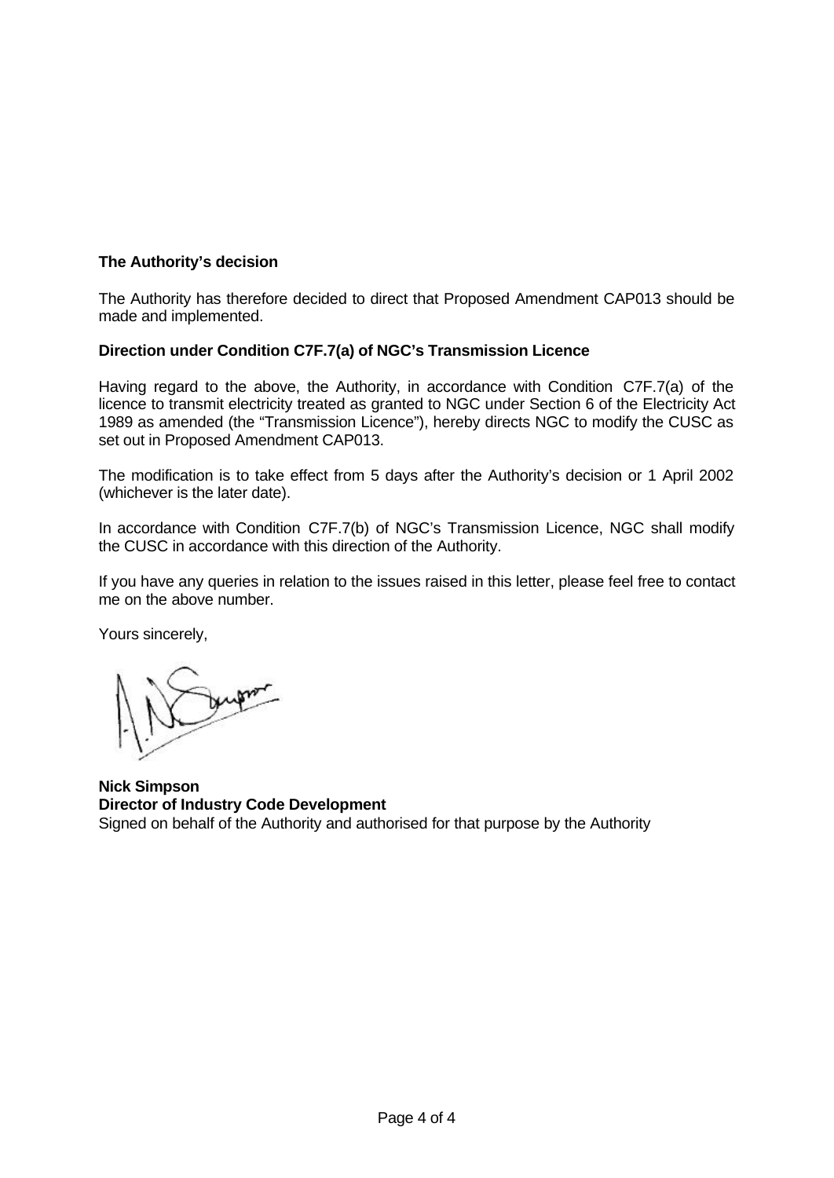**The Authority's decision**

The Authority has therefore decided to direct that Proposed Amendment CAP013 should be made and implemented.

**Direction under Condition C7F.7(a) of NGC's Transmission Licence**

Having regard to the above, the Authority, in accordance with Condition C7F.7(a) of the licence to transmit electricity treated as granted to NGC under Section 6 of the Electricity Act 1989 as amended (the "Transmission Licence"), hereby directs NGC to modify the CUSC as set out in Proposed Amendment CAP013.

The modification is to take effect from 5 days after the Authority's decision or 1 April 2002 (whichever is the later date).

In accordance with Condition C7F.7(b) of NGC's Transmission Licence, NGC shall modify the CUSC in accordance with this direction of the Authority.

If you have any queries in relation to the issues raised in this letter, please feel free to contact me on the above number.

Yours sincerely,

**Nick Simpson**
**Director of Industry Code Development**
Signed on behalf of the Authority and authorised for that purpose by the Authority